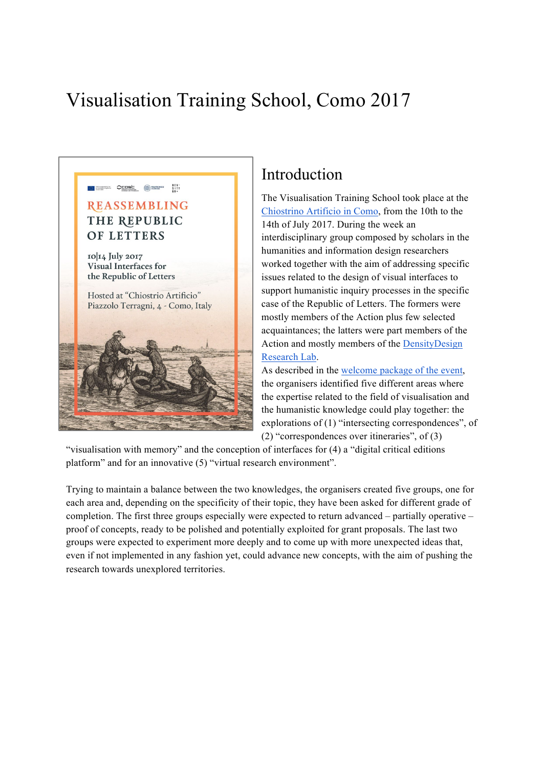# Visualisation Training School, Como 2017

## Introduction

The Visualisation Training School took place at the Chiostrino Artificio in Como, from the 10th to the 14th of July 2017. During the week an interdisciplinary group composed by scholars in the humanities and information design researchers worked together with the aim of addressing specific issues related to the design of visual interfaces to support humanistic inquiry processes in the specific case of the Republic of Letters. The formers were mostly members of the Action plus few selected acquaintances; the latters were part members of the Action and mostly members of the DensityDesign Research Lab.

As described in the welcome package of the event, the organisers identified five different areas where the expertise related to the field of visualisation and the humanistic knowledge could play together: the explorations of (1) "intersecting correspondences", of (2) "correspondences over itineraries", of (3) "visualisation with memory" and the conception of interfaces for (4) a "digital critical editions platform" and for an innovative (5) "virtual research environment".

Trying to maintain a balance between the two knowledges, the organisers created five groups, one for each area and, depending on the specificity of their topic, they have been asked for different grade of completion. The first three groups especially were expected to return advanced – partially operative – proof of concepts, ready to be polished and potentially exploited for grant proposals. The last two groups were expected to experiment more deeply and to come up with more unexpected ideas that, even if not implemented in any fashion yet, could advance new concepts, with the aim of pushing the research towards unexplored territories.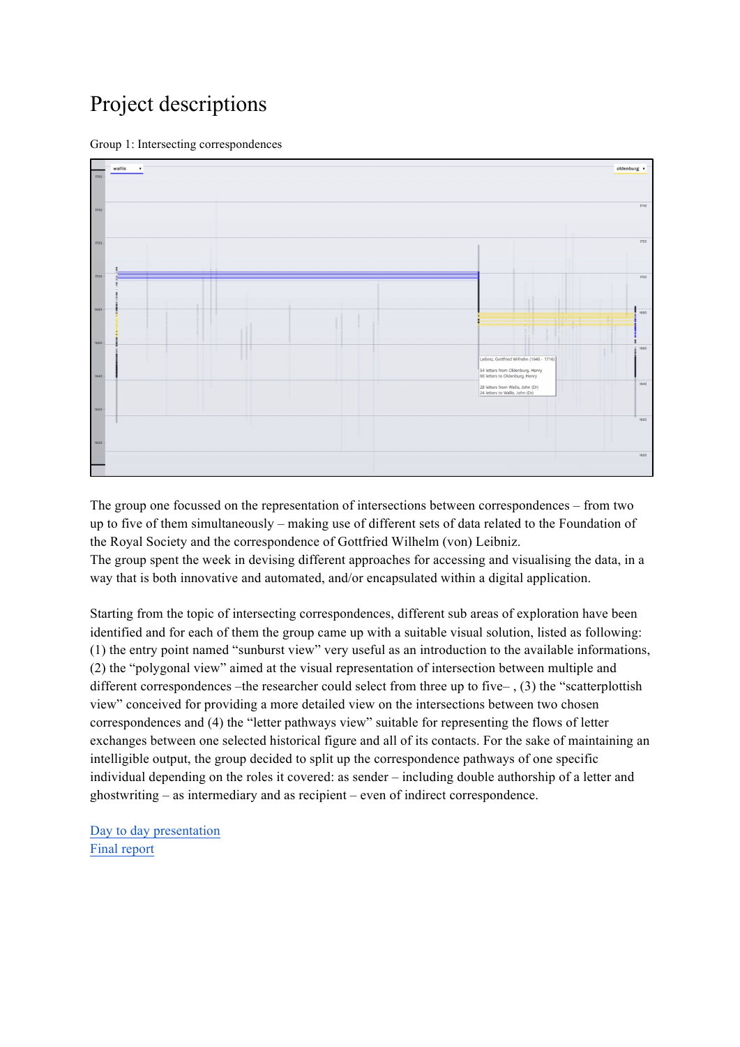# Project descriptions

Group 1: Intersecting correspondences

The group one focussed on the representation of intersections between correspondences – from two up to five of them simultaneously – making use of different sets of data related to the Foundation of the Royal Society and the correspondence of Gottfried Wilhelm (von) Leibniz.
The group spent the week in devising different approaches for accessing and visualising the data, in a way that is both innovative and automated, and/or encapsulated within a digital application.

Starting from the topic of intersecting correspondences, different sub areas of exploration have been identified and for each of them the group came up with a suitable visual solution, listed as following: (1) the entry point named "sunburst view" very useful as an introduction to the available informations, (2) the "polygonal view" aimed at the visual representation of intersection between multiple and different correspondences –the researcher could select from three up to five– , (3) the "scatterplottish view" conceived for providing a more detailed view on the intersections between two chosen correspondences and (4) the "letter pathways view" suitable for representing the flows of letter exchanges between one selected historical figure and all of its contacts. For the sake of maintaining an intelligible output, the group decided to split up the correspondence pathways of one specific individual depending on the roles it covered: as sender – including double authorship of a letter and ghostwriting – as intermediary and as recipient – even of indirect correspondence.

Day to day presentation
Final report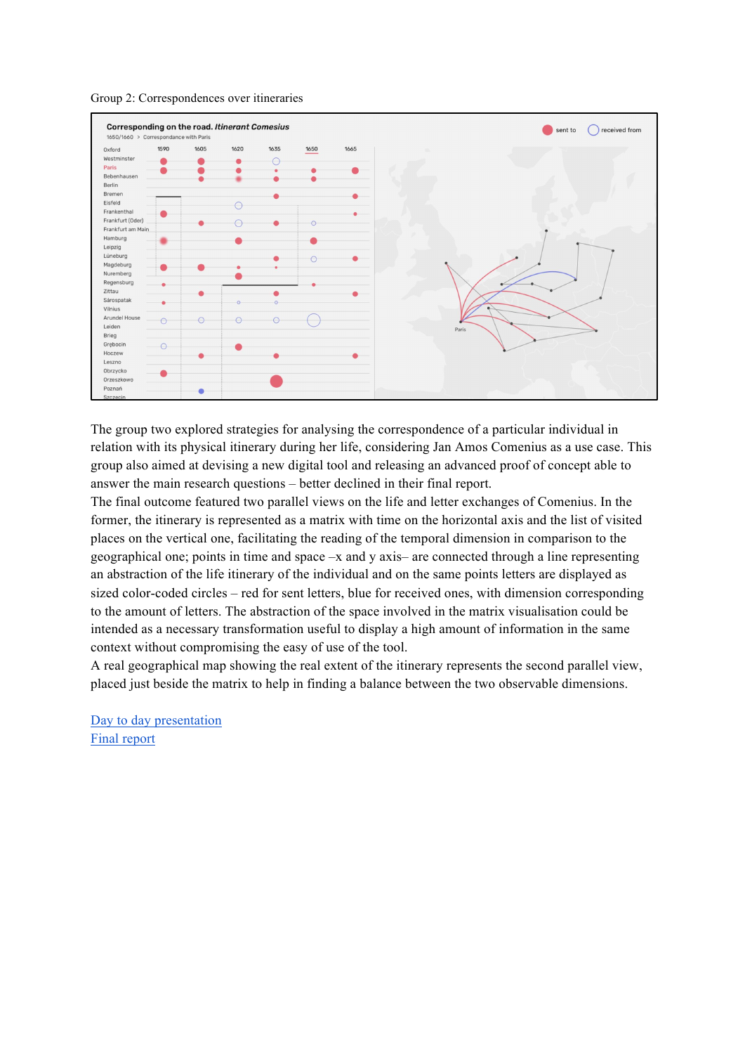Group 2: Correspondences over itineraries

The group two explored strategies for analysing the correspondence of a particular individual in relation with its physical itinerary during her life, considering Jan Amos Comenius as a use case. This group also aimed at devising a new digital tool and releasing an advanced proof of concept able to answer the main research questions – better declined in their final report.

The final outcome featured two parallel views on the life and letter exchanges of Comenius. In the former, the itinerary is represented as a matrix with time on the horizontal axis and the list of visited places on the vertical one, facilitating the reading of the temporal dimension in comparison to the geographical one; points in time and space –x and y axis– are connected through a line representing an abstraction of the life itinerary of the individual and on the same points letters are displayed as sized color-coded circles – red for sent letters, blue for received ones, with dimension corresponding to the amount of letters. The abstraction of the space involved in the matrix visualisation could be intended as a necessary transformation useful to display a high amount of information in the same context without compromising the easy of use of the tool.

A real geographical map showing the real extent of the itinerary represents the second parallel view, placed just beside the matrix to help in finding a balance between the two observable dimensions.

Day to day presentation
Final report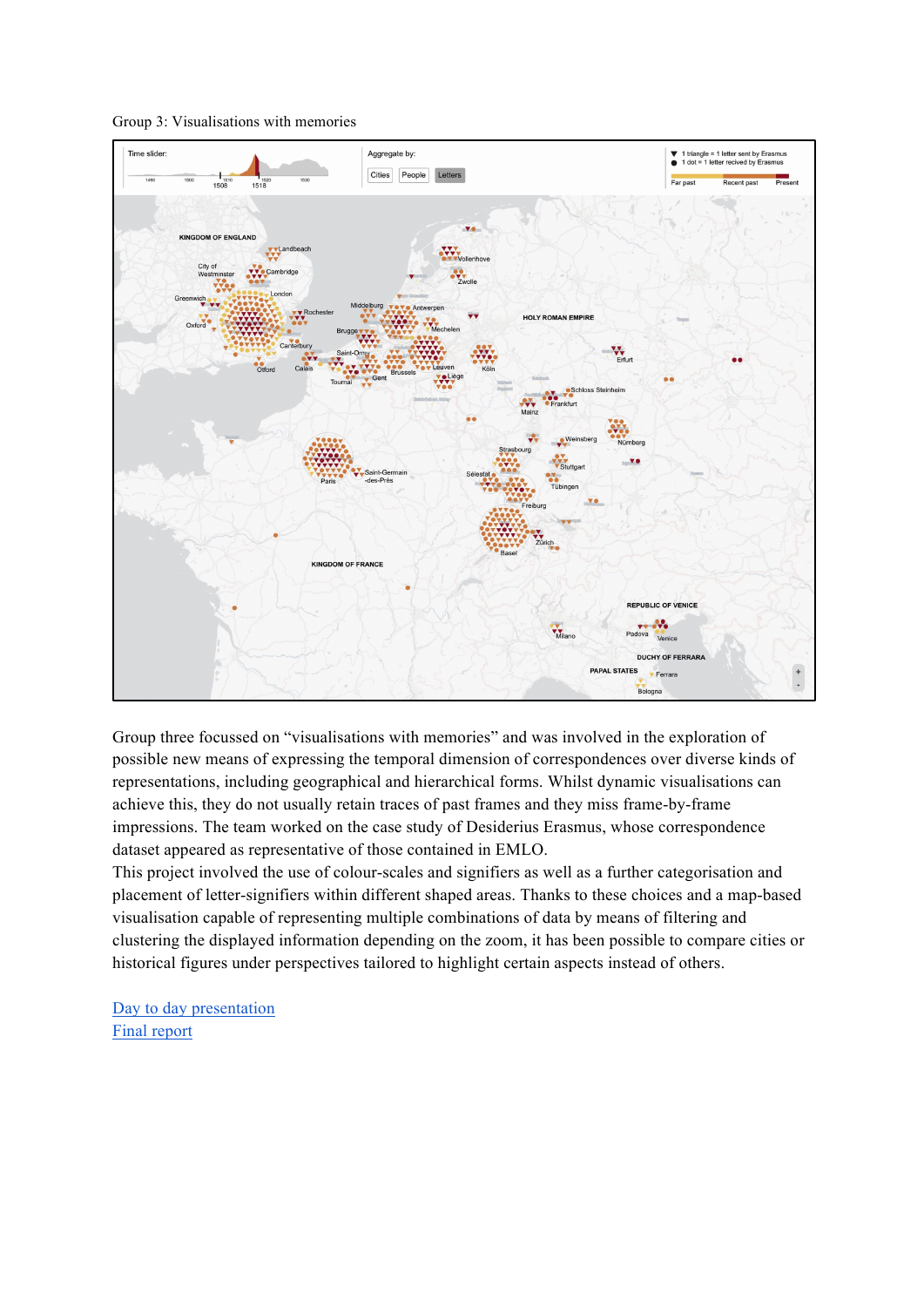Group 3: Visualisations with memories

Group three focussed on "visualisations with memories" and was involved in the exploration of possible new means of expressing the temporal dimension of correspondences over diverse kinds of representations, including geographical and hierarchical forms. Whilst dynamic visualisations can achieve this, they do not usually retain traces of past frames and they miss frame-by-frame impressions. The team worked on the case study of Desiderius Erasmus, whose correspondence dataset appeared as representative of those contained in EMLO.

This project involved the use of colour-scales and signifiers as well as a further categorisation and placement of letter-signifiers within different shaped areas. Thanks to these choices and a map-based visualisation capable of representing multiple combinations of data by means of filtering and clustering the displayed information depending on the zoom, it has been possible to compare cities or historical figures under perspectives tailored to highlight certain aspects instead of others.

[Day to day presentation]()
[Final report]()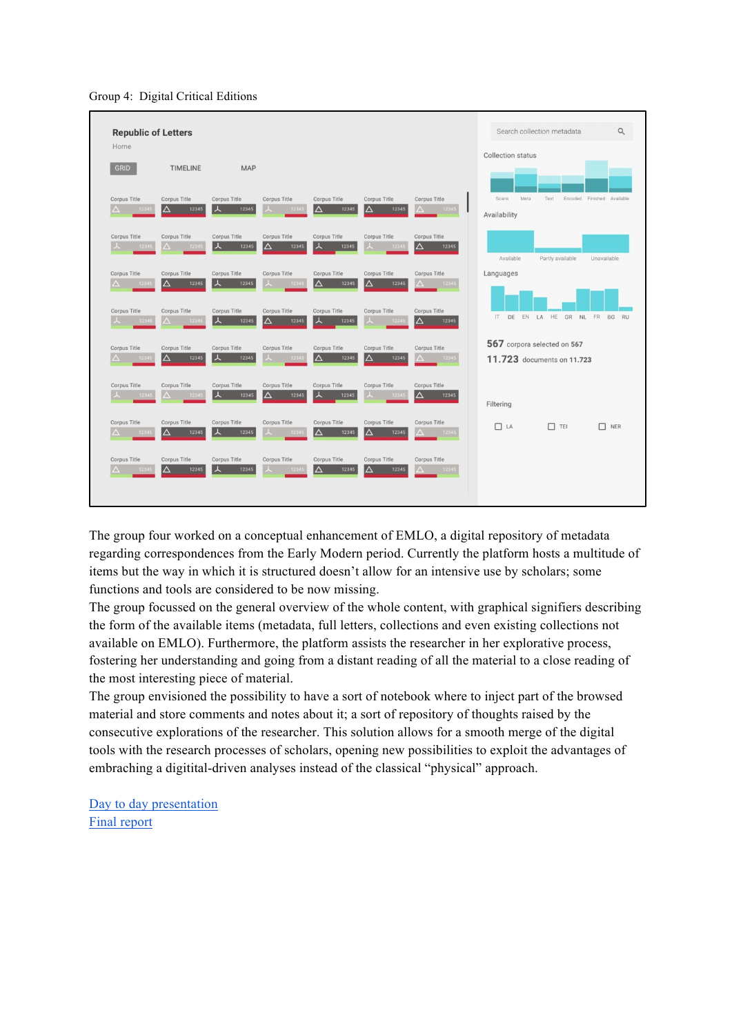Group 4: Digital Critical Editions

The group four worked on a conceptual enhancement of EMLO, a digital repository of metadata regarding correspondences from the Early Modern period. Currently the platform hosts a multitude of items but the way in which it is structured doesn't allow for an intensive use by scholars; some functions and tools are considered to be now missing.
The group focussed on the general overview of the whole content, with graphical signifiers describing the form of the available items (metadata, full letters, collections and even existing collections not available on EMLO). Furthermore, the platform assists the researcher in her explorative process, fostering her understanding and going from a distant reading of all the material to a close reading of the most interesting piece of material.
The group envisioned the possibility to have a sort of notebook where to inject part of the browsed material and store comments and notes about it; a sort of repository of thoughts raised by the consecutive explorations of the researcher. This solution allows for a smooth merge of the digital tools with the research processes of scholars, opening new possibilities to exploit the advantages of embraching a digitital-driven analyses instead of the classical "physical" approach.

Day to day presentation
Final report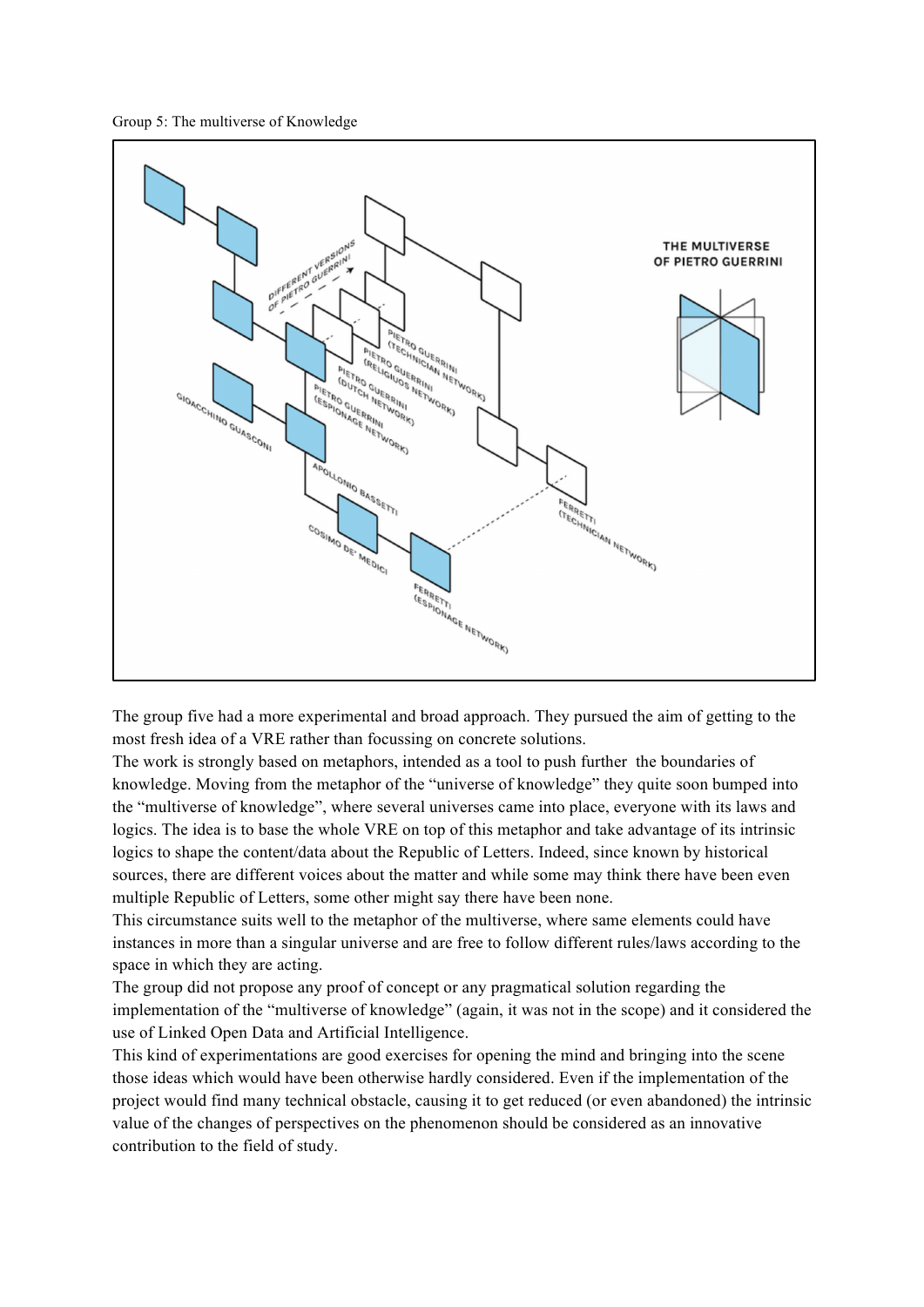Group 5: The multiverse of Knowledge

The group five had a more experimental and broad approach. They pursued the aim of getting to the most fresh idea of a VRE rather than focussing on concrete solutions.
The work is strongly based on metaphors, intended as a tool to push further the boundaries of knowledge. Moving from the metaphor of the "universe of knowledge" they quite soon bumped into the "multiverse of knowledge", where several universes came into place, everyone with its laws and logics. The idea is to base the whole VRE on top of this metaphor and take advantage of its intrinsic logics to shape the content/data about the Republic of Letters. Indeed, since known by historical sources, there are different voices about the matter and while some may think there have been even multiple Republic of Letters, some other might say there have been none.
This circumstance suits well to the metaphor of the multiverse, where same elements could have instances in more than a singular universe and are free to follow different rules/laws according to the space in which they are acting.
The group did not propose any proof of concept or any pragmatical solution regarding the implementation of the "multiverse of knowledge" (again, it was not in the scope) and it considered the use of Linked Open Data and Artificial Intelligence.
This kind of experimentations are good exercises for opening the mind and bringing into the scene those ideas which would have been otherwise hardly considered. Even if the implementation of the project would find many technical obstacle, causing it to get reduced (or even abandoned) the intrinsic value of the changes of perspectives on the phenomenon should be considered as an innovative contribution to the field of study.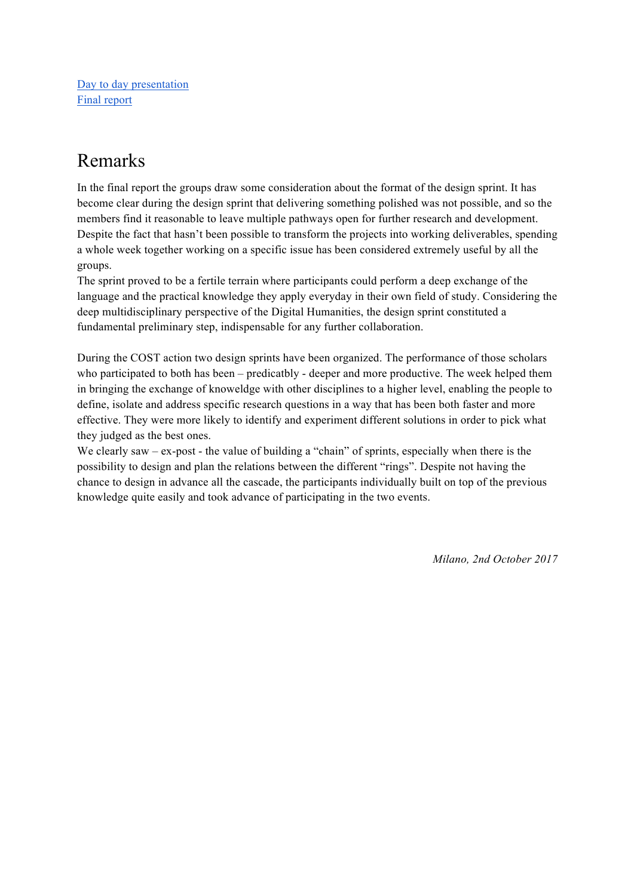[Day to day presentation]
[Final report]

# Remarks

In the final report the groups draw some consideration about the format of the design sprint. It has become clear during the design sprint that delivering something polished was not possible, and so the members find it reasonable to leave multiple pathways open for further research and development. Despite the fact that hasn't been possible to transform the projects into working deliverables, spending a whole week together working on a specific issue has been considered extremely useful by all the groups.
The sprint proved to be a fertile terrain where participants could perform a deep exchange of the language and the practical knowledge they apply everyday in their own field of study. Considering the deep multidisciplinary perspective of the Digital Humanities, the design sprint constituted a fundamental preliminary step, indispensable for any further collaboration.

During the COST action two design sprints have been organized. The performance of those scholars who participated to both has been – predicatbly - deeper and more productive. The week helped them in bringing the exchange of knoweldge with other disciplines to a higher level, enabling the people to define, isolate and address specific research questions in a way that has been both faster and more effective. They were more likely to identify and experiment different solutions in order to pick what they judged as the best ones.
We clearly saw – ex-post - the value of building a "chain" of sprints, especially when there is the possibility to design and plan the relations between the different "rings". Despite not having the chance to design in advance all the cascade, the participants individually built on top of the previous knowledge quite easily and took advance of participating in the two events.

*Milano, 2nd October 2017*